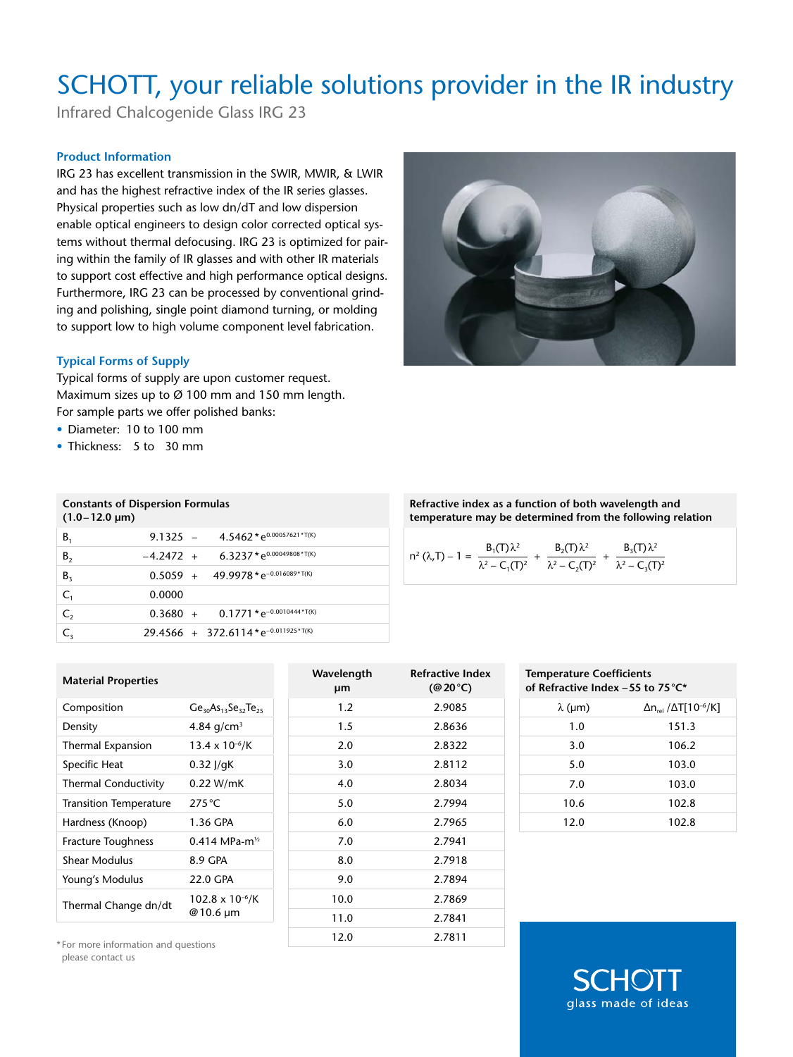# SCHOTT, your reliable solutions provider in the IR industry

Infrared Chalcogenide Glass IRG 23

## Product Information

IRG 23 has excellent transmission in the SWIR, MWIR, & LWIR and has the highest refractive index of the IR series glasses. Physical properties such as low dn/dT and low dispersion enable optical engineers to design color corrected optical systems without thermal defocusing. IRG 23 is optimized for pairing within the family of IR glasses and with other IR materials to support cost effective and high performance optical designs. Furthermore, IRG 23 can be processed by conventional grinding and polishing, single point diamond turning, or molding to support low to high volume component level fabrication.

## Typical Forms of Supply

Typical forms of supply are upon customer request.
Maximum sizes up to Ø 100 mm and 150 mm length.
For sample parts we offer polished banks:

- Diameter: 10 to 100 mm
- Thickness: 5 to 30 mm

| Constants of Dispersion Formulas (1.0–12.0 µm) | |
|---|---|
| $B_1$ | $9.1325 - 4.5462 * e^{0.00057621*T(K)}$ |
| $B_2$ | $-4.2472 + 6.3237 * e^{0.00049808*T(K)}$ |
| $B_3$ | $0.5059 + 49.9978 * e^{-0.016089*T(K)}$ |
| $C_1$ | 0.0000 |
| $C_2$ | $0.3680 + 0.1771 * e^{-0.0010444*T(K)}$ |
| $C_3$ | $29.4566 + 372.6114 * e^{-0.011925*T(K)}$ |

**Refractive index as a function of both wavelength and temperature may be determined from the following relation**

$$n^2(\lambda,T) - 1 = \frac{B_1(T)\lambda^2}{\lambda^2 - C_1(T)^2} + \frac{B_2(T)\lambda^2}{\lambda^2 - C_2(T)^2} + \frac{B_3(T)\lambda^2}{\lambda^2 - C_3(T)^2}$$

| Material Properties | |
|---|---|
| Composition | $Ge_{30}As_{13}Se_{32}Te_{25}$ |
| Density | 4.84 g/cm³ |
| Thermal Expansion | 13.4 x $10^{-6}$/K |
| Specific Heat | 0.32 J/gK |
| Thermal Conductivity | 0.22 W/mK |
| Transition Temperature | 275 °C |
| Hardness (Knoop) | 1.36 GPA |
| Fracture Toughness | 0.414 MPa-m½ |
| Shear Modulus | 8.9 GPA |
| Young's Modulus | 22.0 GPA |
| Thermal Change dn/dt | 102.8 x $10^{-6}$/K @10.6 µm |

| Wavelength µm | Refractive Index (@20 °C) |
|---|---|
| 1.2 | 2.9085 |
| 1.5 | 2.8636 |
| 2.0 | 2.8322 |
| 3.0 | 2.8112 |
| 4.0 | 2.8034 |
| 5.0 | 2.7994 |
| 6.0 | 2.7965 |
| 7.0 | 2.7941 |
| 8.0 | 2.7918 |
| 9.0 | 2.7894 |
| 10.0 | 2.7869 |
| 11.0 | 2.7841 |
| 12.0 | 2.7811 |

| Temperature Coefficients of Refractive Index –55 to 75 °C* | |
|---|---|
| λ (µm) | $\Delta n_{rel} / \Delta T [10^{-6}/K]$ |
| 1.0 | 151.3 |
| 3.0 | 106.2 |
| 5.0 | 103.0 |
| 7.0 | 103.0 |
| 10.6 | 102.8 |
| 12.0 | 102.8 |

*For more information and questions please contact us

SCHOTT
glass made of ideas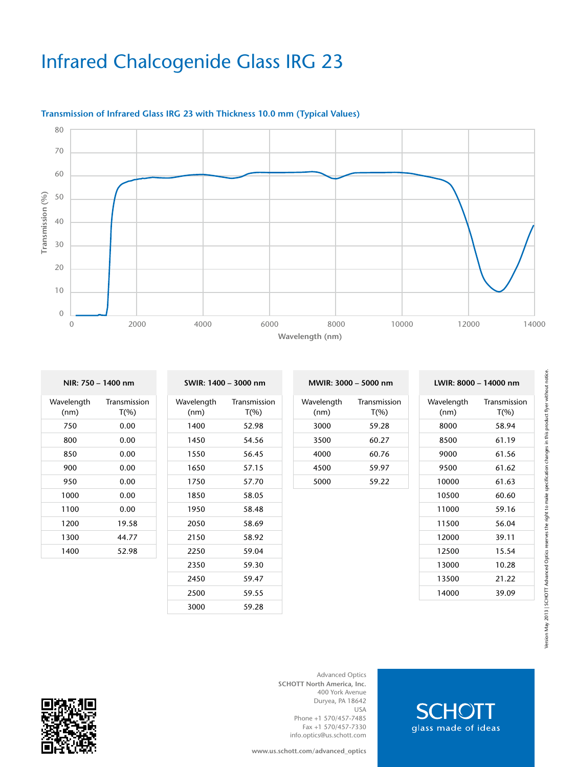# Infrared Chalcogenide Glass IRG 23

**Transmission of Infrared Glass IRG 23 with Thickness 10.0 mm (Typical Values)**

Transmission (%)

80
70
60
50
40
30
20
10
0

0 2000 4000 6000 8000 10000 12000 14000

Wavelength (nm)

| NIR: 750 – 1400 nm | |
|---|---|
| Wavelength (nm) | Transmission T(%) |
| 750 | 0.00 |
| 800 | 0.00 |
| 850 | 0.00 |
| 900 | 0.00 |
| 950 | 0.00 |
| 1000 | 0.00 |
| 1100 | 0.00 |
| 1200 | 19.58 |
| 1300 | 44.77 |
| 1400 | 52.98 |

| SWIR: 1400 – 3000 nm | |
|---|---|
| Wavelength (nm) | Transmission T(%) |
| 1400 | 52.98 |
| 1450 | 54.56 |
| 1550 | 56.45 |
| 1650 | 57.15 |
| 1750 | 57.70 |
| 1850 | 58.05 |
| 1950 | 58.48 |
| 2050 | 58.69 |
| 2150 | 58.92 |
| 2250 | 59.04 |
| 2350 | 59.30 |
| 2450 | 59.47 |
| 2500 | 59.55 |
| 3000 | 59.28 |

| MWIR: 3000 – 5000 nm | |
|---|---|
| Wavelength (nm) | Transmission T(%) |
| 3000 | 59.28 |
| 3500 | 60.27 |
| 4000 | 60.76 |
| 4500 | 59.97 |
| 5000 | 59.22 |

| LWIR: 8000 – 14000 nm | |
|---|---|
| Wavelength (nm) | Transmission T(%) |
| 8000 | 58.94 |
| 8500 | 61.19 |
| 9000 | 61.56 |
| 9500 | 61.62 |
| 10000 | 61.63 |
| 10500 | 60.60 |
| 11000 | 59.16 |
| 11500 | 56.04 |
| 12000 | 39.11 |
| 12500 | 15.54 |
| 13000 | 10.28 |
| 13500 | 21.22 |
| 14000 | 39.09 |

Version May 2013 | SCHOTT Advanced Optics reserves the right to make specification changes in this product flyer without notice.

Advanced Optics
**SCHOTT North America, Inc.**
400 York Avenue
Duryea, PA 18642
USA
Phone +1 570/457-7485
Fax +1 570/457-7330
info.optics@us.schott.com

**www.us.schott.com/advanced_optics**

SCHOTT
glass made of ideas